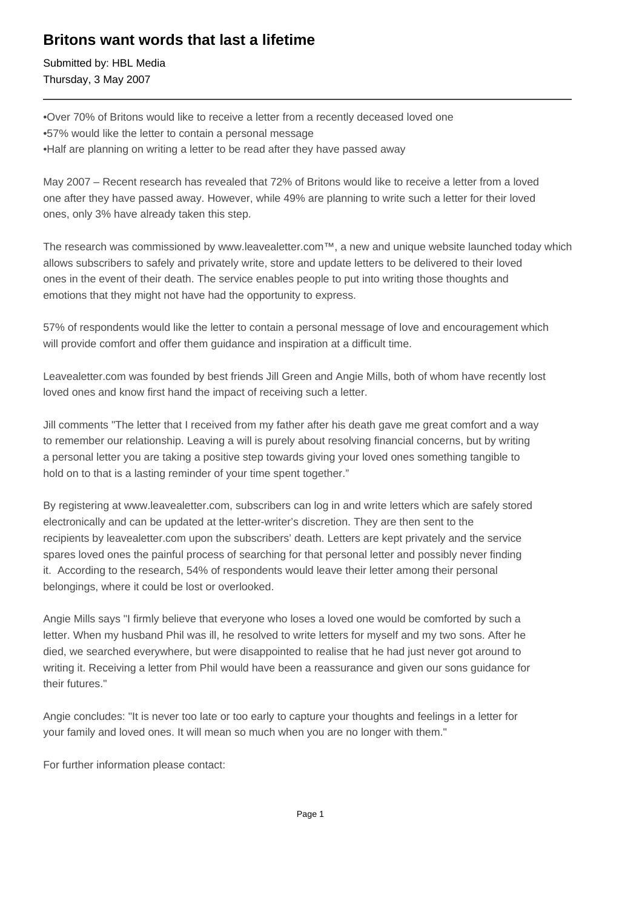# Britons want words that last a lifetime

Submitted by: HBL Media
Thursday, 3 May 2007

---

•Over 70% of Britons would like to receive a letter from a recently deceased loved one
•57% would like the letter to contain a personal message
•Half are planning on writing a letter to be read after they have passed away

May 2007 – Recent research has revealed that 72% of Britons would like to receive a letter from a loved one after they have passed away. However, while 49% are planning to write such a letter for their loved ones, only 3% have already taken this step.

The research was commissioned by www.leavealetter.com™, a new and unique website launched today which allows subscribers to safely and privately write, store and update letters to be delivered to their loved ones in the event of their death. The service enables people to put into writing those thoughts and emotions that they might not have had the opportunity to express.

57% of respondents would like the letter to contain a personal message of love and encouragement which will provide comfort and offer them guidance and inspiration at a difficult time.

Leavealetter.com was founded by best friends Jill Green and Angie Mills, both of whom have recently lost loved ones and know first hand the impact of receiving such a letter.

Jill comments "The letter that I received from my father after his death gave me great comfort and a way to remember our relationship. Leaving a will is purely about resolving financial concerns, but by writing a personal letter you are taking a positive step towards giving your loved ones something tangible to hold on to that is a lasting reminder of your time spent together."

By registering at www.leavealetter.com, subscribers can log in and write letters which are safely stored electronically and can be updated at the letter-writer's discretion. They are then sent to the recipients by leavealetter.com upon the subscribers' death. Letters are kept privately and the service spares loved ones the painful process of searching for that personal letter and possibly never finding it. According to the research, 54% of respondents would leave their letter among their personal belongings, where it could be lost or overlooked.

Angie Mills says "I firmly believe that everyone who loses a loved one would be comforted by such a letter. When my husband Phil was ill, he resolved to write letters for myself and my two sons. After he died, we searched everywhere, but were disappointed to realise that he had just never got around to writing it. Receiving a letter from Phil would have been a reassurance and given our sons guidance for their futures."

Angie concludes: "It is never too late or too early to capture your thoughts and feelings in a letter for your family and loved ones. It will mean so much when you are no longer with them."

For further information please contact: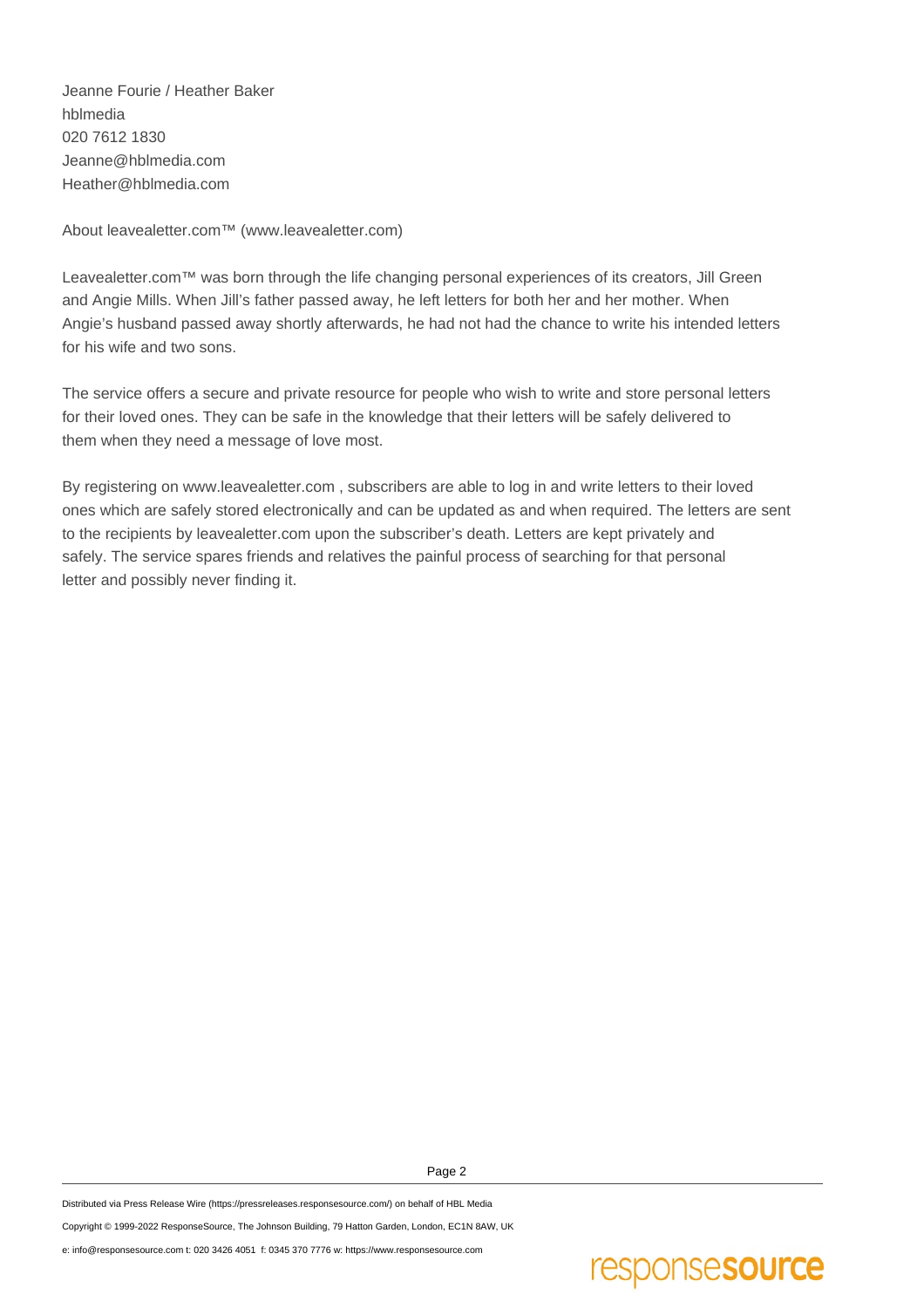Jeanne Fourie / Heather Baker
hblmedia
020 7612 1830
Jeanne@hblmedia.com
Heather@hblmedia.com

About leavealetter.com™ (www.leavealetter.com)

Leavealetter.com™ was born through the life changing personal experiences of its creators, Jill Green and Angie Mills. When Jill's father passed away, he left letters for both her and her mother. When Angie's husband passed away shortly afterwards, he had not had the chance to write his intended letters for his wife and two sons.

The service offers a secure and private resource for people who wish to write and store personal letters for their loved ones. They can be safe in the knowledge that their letters will be safely delivered to them when they need a message of love most.

By registering on www.leavealetter.com , subscribers are able to log in and write letters to their loved ones which are safely stored electronically and can be updated as and when required. The letters are sent to the recipients by leavealetter.com upon the subscriber's death. Letters are kept privately and safely. The service spares friends and relatives the painful process of searching for that personal letter and possibly never finding it.

Distributed via Press Release Wire (https://pressreleases.responsesource.com/) on behalf of HBL Media

Copyright © 1999-2022 ResponseSource, The Johnson Building, 79 Hatton Garden, London, EC1N 8AW, UK

e: info@responsesource.com t: 020 3426 4051 f: 0345 370 7776 w: https://www.responsesource.com

responsesource